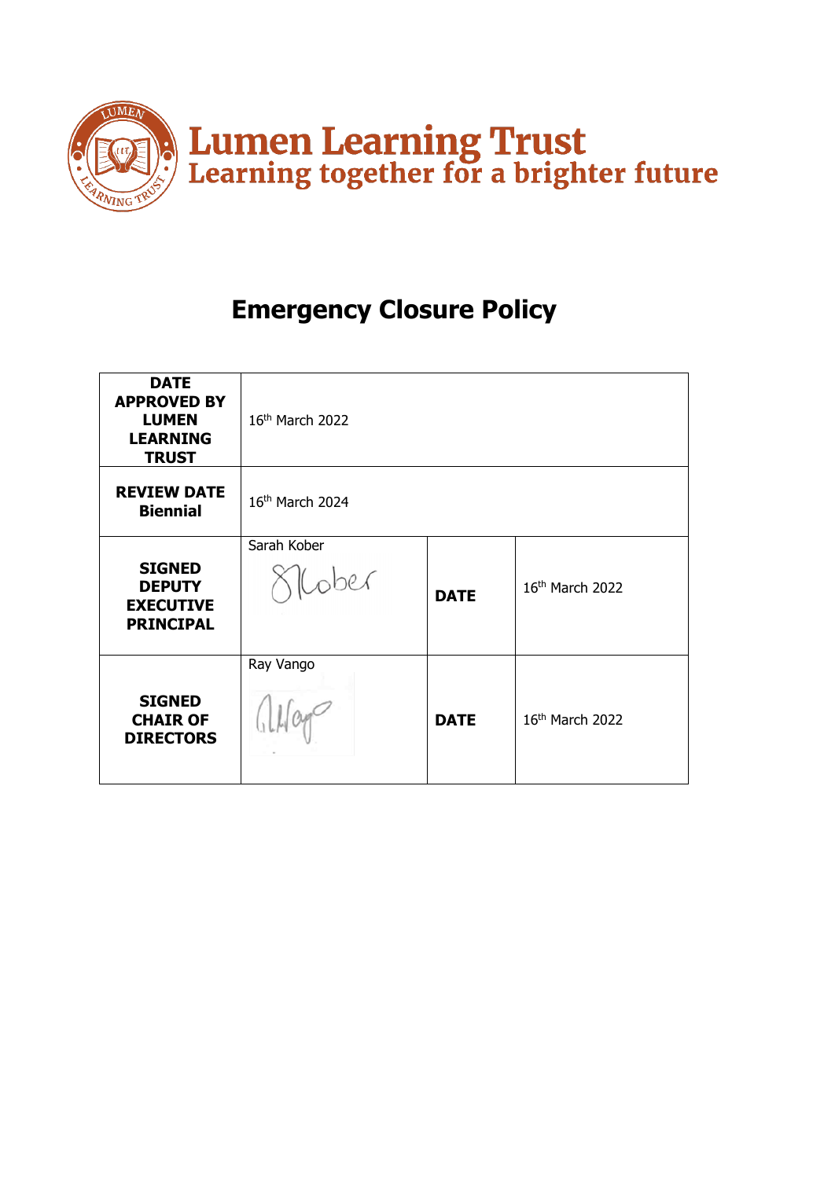**Lumen Learning Trust**
**Learning together for a brighter future**

# Emergency Closure Policy

| DATE APPROVED BY LUMEN LEARNING TRUST | 16th March 2022 | | |
|---|---|---|---|
| REVIEW DATE Biennial | 16th March 2024 | | |
| SIGNED DEPUTY EXECUTIVE PRINCIPAL | Sarah Kober | DATE | 16th March 2022 |
| SIGNED CHAIR OF DIRECTORS | Ray Vango | DATE | 16th March 2022 |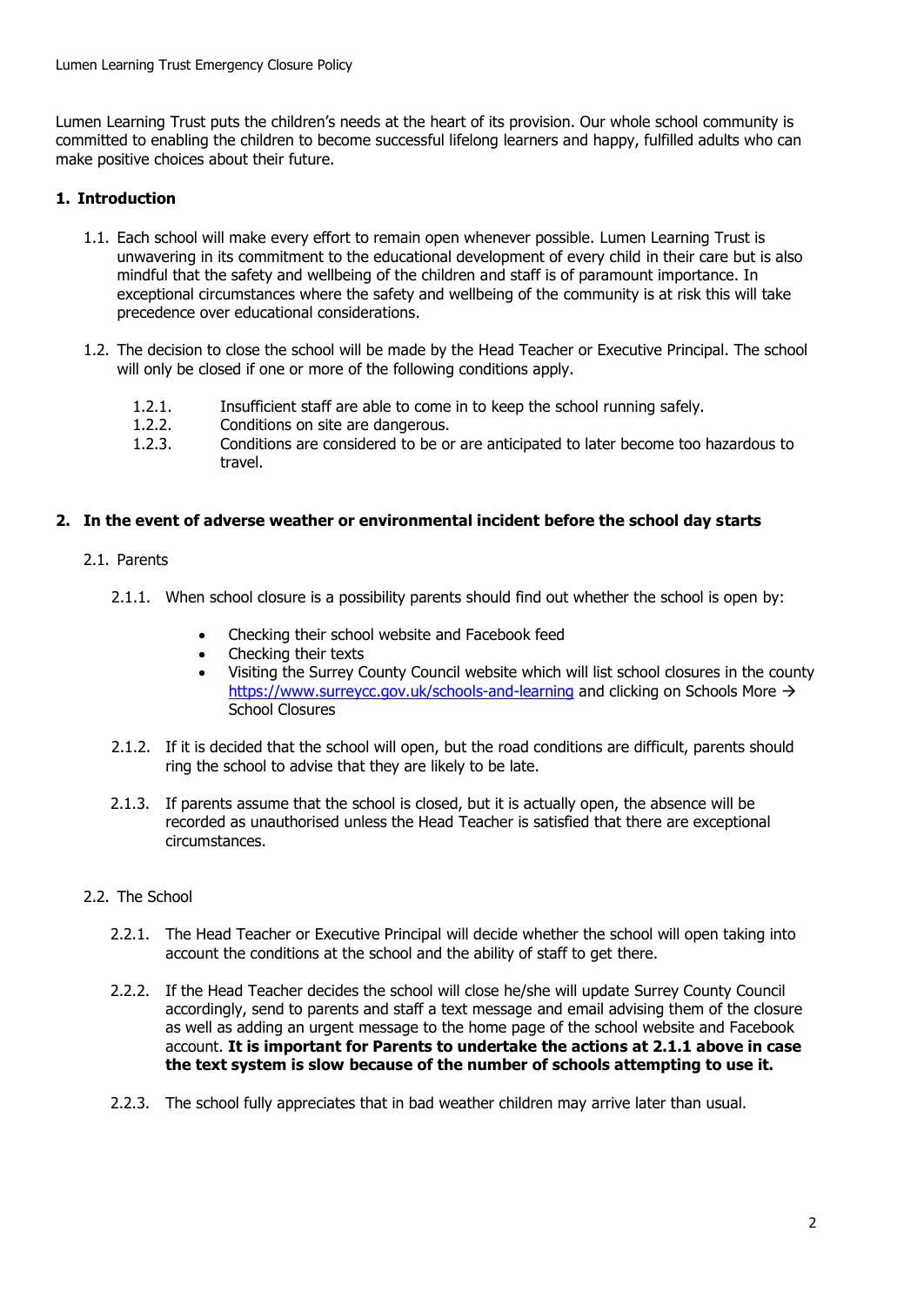Lumen Learning Trust puts the children's needs at the heart of its provision. Our whole school community is committed to enabling the children to become successful lifelong learners and happy, fulfilled adults who can make positive choices about their future.

## 1. Introduction

1.1. Each school will make every effort to remain open whenever possible. Lumen Learning Trust is unwavering in its commitment to the educational development of every child in their care but is also mindful that the safety and wellbeing of the children and staff is of paramount importance. In exceptional circumstances where the safety and wellbeing of the community is at risk this will take precedence over educational considerations.

1.2. The decision to close the school will be made by the Head Teacher or Executive Principal. The school will only be closed if one or more of the following conditions apply.

1.2.1. Insufficient staff are able to come in to keep the school running safely.

1.2.2. Conditions on site are dangerous.

1.2.3. Conditions are considered to be or are anticipated to later become too hazardous to travel.

## 2. In the event of adverse weather or environmental incident before the school day starts

2.1. Parents

2.1.1. When school closure is a possibility parents should find out whether the school is open by:

- Checking their school website and Facebook feed
- Checking their texts
- Visiting the Surrey County Council website which will list school closures in the county https://www.surreycc.gov.uk/schools-and-learning and clicking on Schools More → School Closures

2.1.2. If it is decided that the school will open, but the road conditions are difficult, parents should ring the school to advise that they are likely to be late.

2.1.3. If parents assume that the school is closed, but it is actually open, the absence will be recorded as unauthorised unless the Head Teacher is satisfied that there are exceptional circumstances.

2.2. The School

2.2.1. The Head Teacher or Executive Principal will decide whether the school will open taking into account the conditions at the school and the ability of staff to get there.

2.2.2. If the Head Teacher decides the school will close he/she will update Surrey County Council accordingly, send to parents and staff a text message and email advising them of the closure as well as adding an urgent message to the home page of the school website and Facebook account. **It is important for Parents to undertake the actions at 2.1.1 above in case the text system is slow because of the number of schools attempting to use it.**

2.2.3. The school fully appreciates that in bad weather children may arrive later than usual.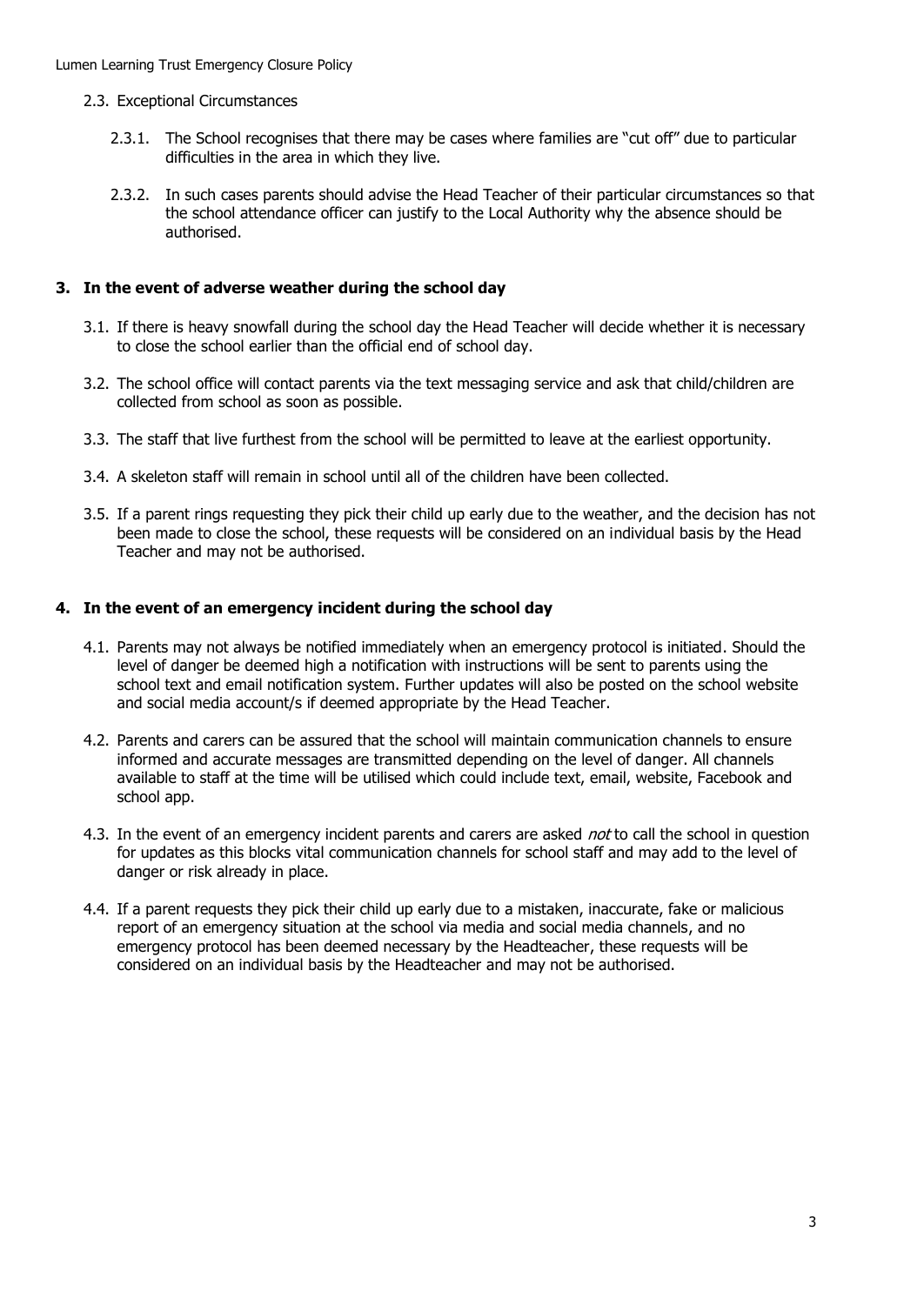2.3. Exceptional Circumstances

2.3.1. The School recognises that there may be cases where families are "cut off" due to particular difficulties in the area in which they live.

2.3.2. In such cases parents should advise the Head Teacher of their particular circumstances so that the school attendance officer can justify to the Local Authority why the absence should be authorised.

## 3. In the event of adverse weather during the school day

3.1. If there is heavy snowfall during the school day the Head Teacher will decide whether it is necessary to close the school earlier than the official end of school day.

3.2. The school office will contact parents via the text messaging service and ask that child/children are collected from school as soon as possible.

3.3. The staff that live furthest from the school will be permitted to leave at the earliest opportunity.

3.4. A skeleton staff will remain in school until all of the children have been collected.

3.5. If a parent rings requesting they pick their child up early due to the weather, and the decision has not been made to close the school, these requests will be considered on an individual basis by the Head Teacher and may not be authorised.

## 4. In the event of an emergency incident during the school day

4.1. Parents may not always be notified immediately when an emergency protocol is initiated. Should the level of danger be deemed high a notification with instructions will be sent to parents using the school text and email notification system. Further updates will also be posted on the school website and social media account/s if deemed appropriate by the Head Teacher.

4.2. Parents and carers can be assured that the school will maintain communication channels to ensure informed and accurate messages are transmitted depending on the level of danger. All channels available to staff at the time will be utilised which could include text, email, website, Facebook and school app.

4.3. In the event of an emergency incident parents and carers are asked *not* to call the school in question for updates as this blocks vital communication channels for school staff and may add to the level of danger or risk already in place.

4.4. If a parent requests they pick their child up early due to a mistaken, inaccurate, fake or malicious report of an emergency situation at the school via media and social media channels, and no emergency protocol has been deemed necessary by the Headteacher, these requests will be considered on an individual basis by the Headteacher and may not be authorised.